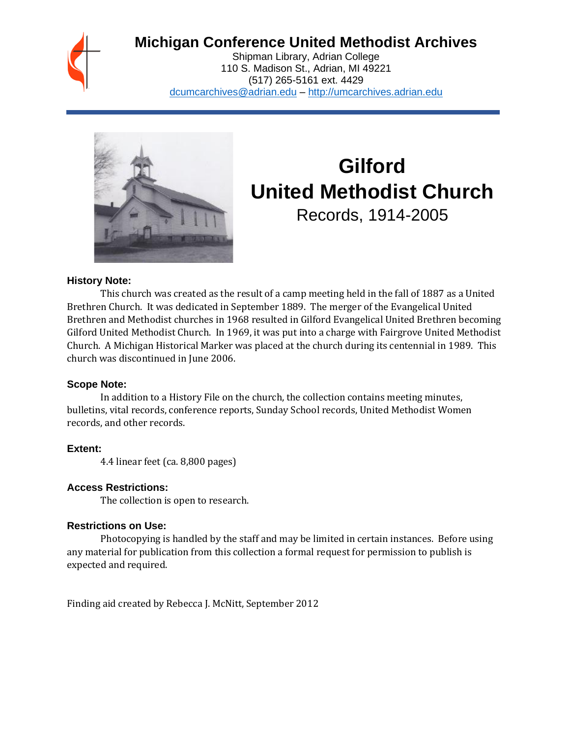# Michigan Conference United Methodist Archives

Shipman Library, Adrian College
110 S. Madison St., Adrian, MI 49221
(517) 265-5161 ext. 4429
dcumcarchives@adrian.edu – http://umcarchives.adrian.edu

# Gilford United Methodist Church

Records, 1914-2005

### History Note:

This church was created as the result of a camp meeting held in the fall of 1887 as a United Brethren Church. It was dedicated in September 1889. The merger of the Evangelical United Brethren and Methodist churches in 1968 resulted in Gilford Evangelical United Brethren becoming Gilford United Methodist Church. In 1969, it was put into a charge with Fairgrove United Methodist Church. A Michigan Historical Marker was placed at the church during its centennial in 1989. This church was discontinued in June 2006.

### Scope Note:

In addition to a History File on the church, the collection contains meeting minutes, bulletins, vital records, conference reports, Sunday School records, United Methodist Women records, and other records.

### Extent:

4.4 linear feet (ca. 8,800 pages)

### Access Restrictions:

The collection is open to research.

### Restrictions on Use:

Photocopying is handled by the staff and may be limited in certain instances. Before using any material for publication from this collection a formal request for permission to publish is expected and required.

Finding aid created by Rebecca J. McNitt, September 2012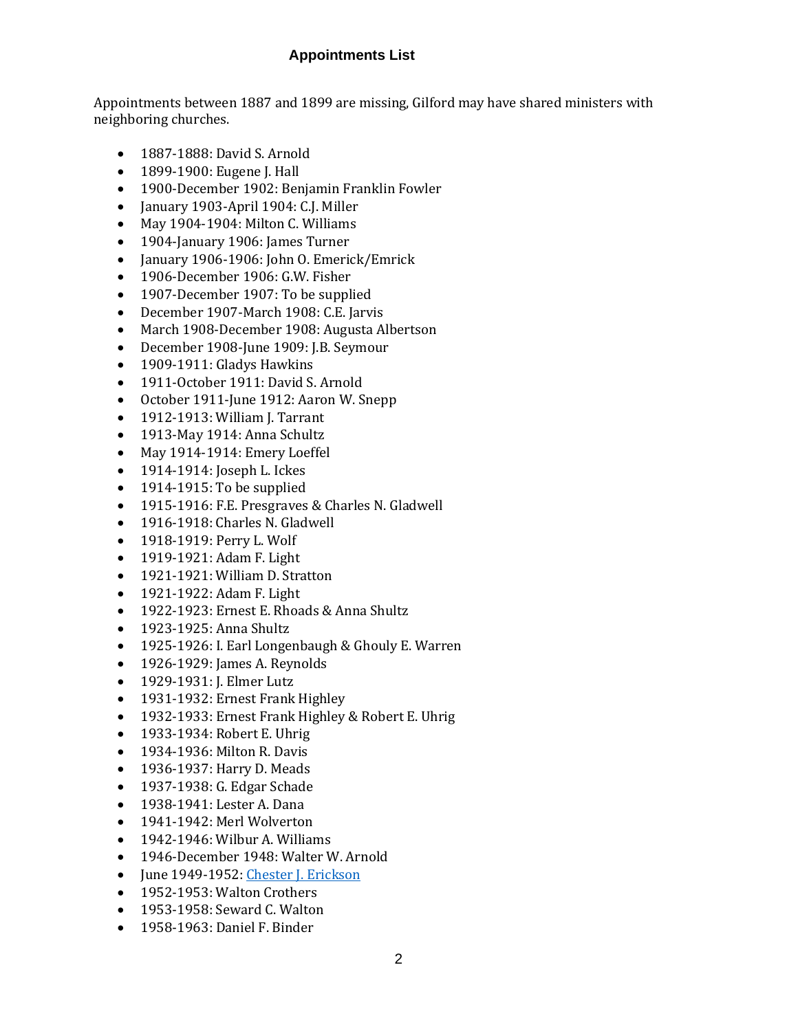## Appointments List

Appointments between 1887 and 1899 are missing, Gilford may have shared ministers with neighboring churches.

- 1887-1888: David S. Arnold
- 1899-1900: Eugene J. Hall
- 1900-December 1902: Benjamin Franklin Fowler
- January 1903-April 1904: C.J. Miller
- May 1904-1904: Milton C. Williams
- 1904-January 1906: James Turner
- January 1906-1906: John O. Emerick/Emrick
- 1906-December 1906: G.W. Fisher
- 1907-December 1907: To be supplied
- December 1907-March 1908: C.E. Jarvis
- March 1908-December 1908: Augusta Albertson
- December 1908-June 1909: J.B. Seymour
- 1909-1911: Gladys Hawkins
- 1911-October 1911: David S. Arnold
- October 1911-June 1912: Aaron W. Snepp
- 1912-1913: William J. Tarrant
- 1913-May 1914: Anna Schultz
- May 1914-1914: Emery Loeffel
- 1914-1914: Joseph L. Ickes
- 1914-1915: To be supplied
- 1915-1916: F.E. Presgraves & Charles N. Gladwell
- 1916-1918: Charles N. Gladwell
- 1918-1919: Perry L. Wolf
- 1919-1921: Adam F. Light
- 1921-1921: William D. Stratton
- 1921-1922: Adam F. Light
- 1922-1923: Ernest E. Rhoads & Anna Shultz
- 1923-1925: Anna Shultz
- 1925-1926: I. Earl Longenbaugh & Ghouly E. Warren
- 1926-1929: James A. Reynolds
- 1929-1931: J. Elmer Lutz
- 1931-1932: Ernest Frank Highley
- 1932-1933: Ernest Frank Highley & Robert E. Uhrig
- 1933-1934: Robert E. Uhrig
- 1934-1936: Milton R. Davis
- 1936-1937: Harry D. Meads
- 1937-1938: G. Edgar Schade
- 1938-1941: Lester A. Dana
- 1941-1942: Merl Wolverton
- 1942-1946: Wilbur A. Williams
- 1946-December 1948: Walter W. Arnold
- June 1949-1952: Chester J. Erickson
- 1952-1953: Walton Crothers
- 1953-1958: Seward C. Walton
- 1958-1963: Daniel F. Binder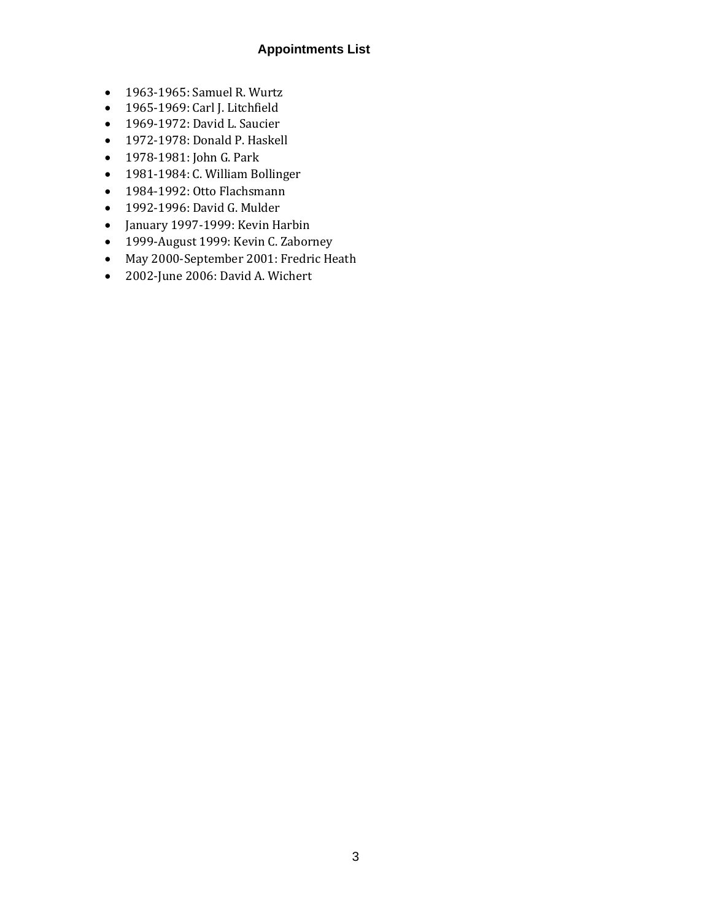## Appointments List

- 1963-1965: Samuel R. Wurtz
- 1965-1969: Carl J. Litchfield
- 1969-1972: David L. Saucier
- 1972-1978: Donald P. Haskell
- 1978-1981: John G. Park
- 1981-1984: C. William Bollinger
- 1984-1992: Otto Flachsmann
- 1992-1996: David G. Mulder
- January 1997-1999: Kevin Harbin
- 1999-August 1999: Kevin C. Zaborney
- May 2000-September 2001: Fredric Heath
- 2002-June 2006: David A. Wichert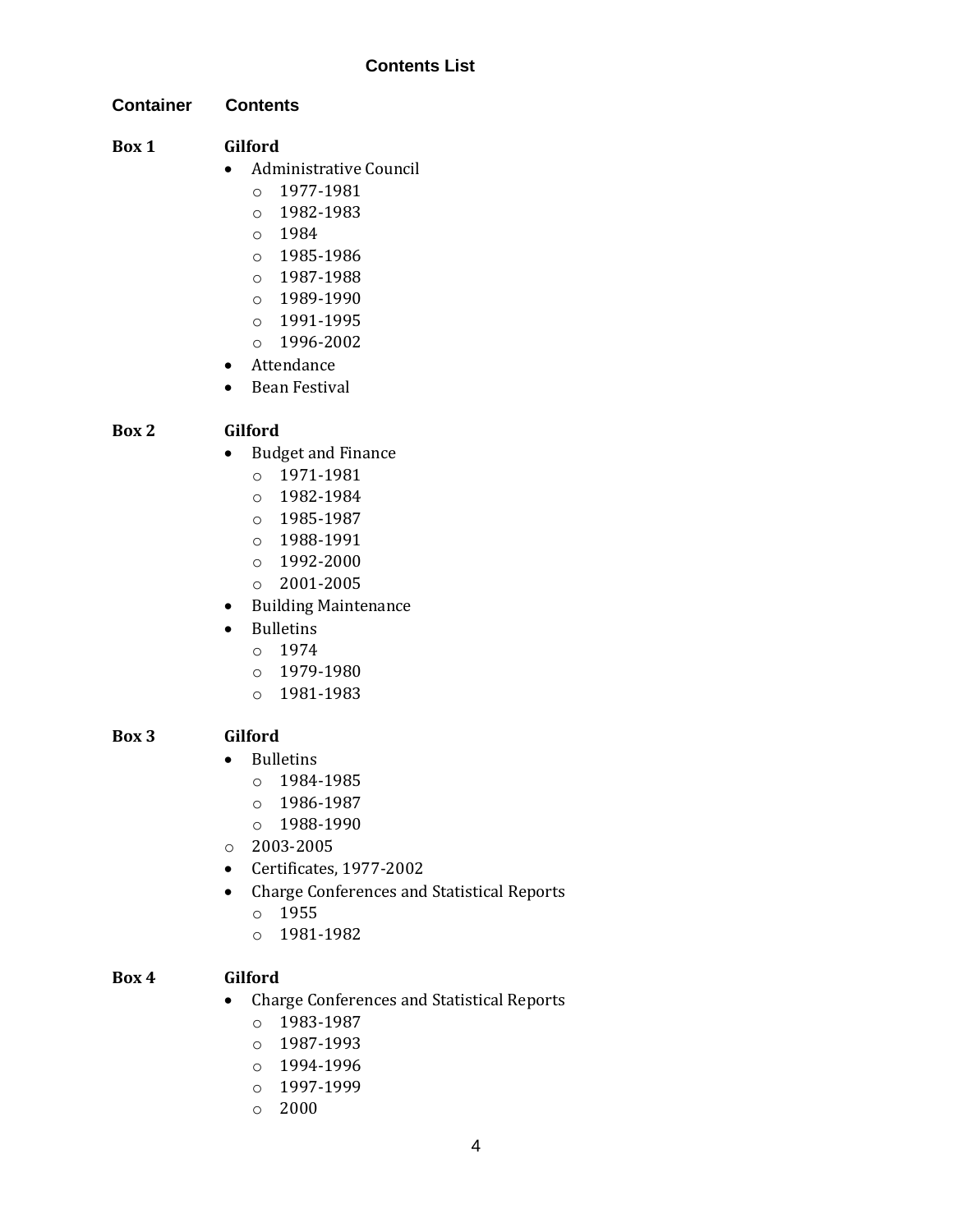# Contents List

| Container | Contents |
|---|---|

**Box 1** **Gilford**

- Administrative Council
  - 1977-1981
  - 1982-1983
  - 1984
  - 1985-1986
  - 1987-1988
  - 1989-1990
  - 1991-1995
  - 1996-2002
- Attendance
- Bean Festival

**Box 2** **Gilford**

- Budget and Finance
  - 1971-1981
  - 1982-1984
  - 1985-1987
  - 1988-1991
  - 1992-2000
  - 2001-2005
- Building Maintenance
- Bulletins
  - 1974
  - 1979-1980
  - 1981-1983

**Box 3** **Gilford**

- Bulletins
  - 1984-1985
  - 1986-1987
  - 1988-1990
- 2003-2005
- Certificates, 1977-2002
- Charge Conferences and Statistical Reports
  - 1955
  - 1981-1982

**Box 4** **Gilford**

- Charge Conferences and Statistical Reports
  - 1983-1987
  - 1987-1993
  - 1994-1996
  - 1997-1999
  - 2000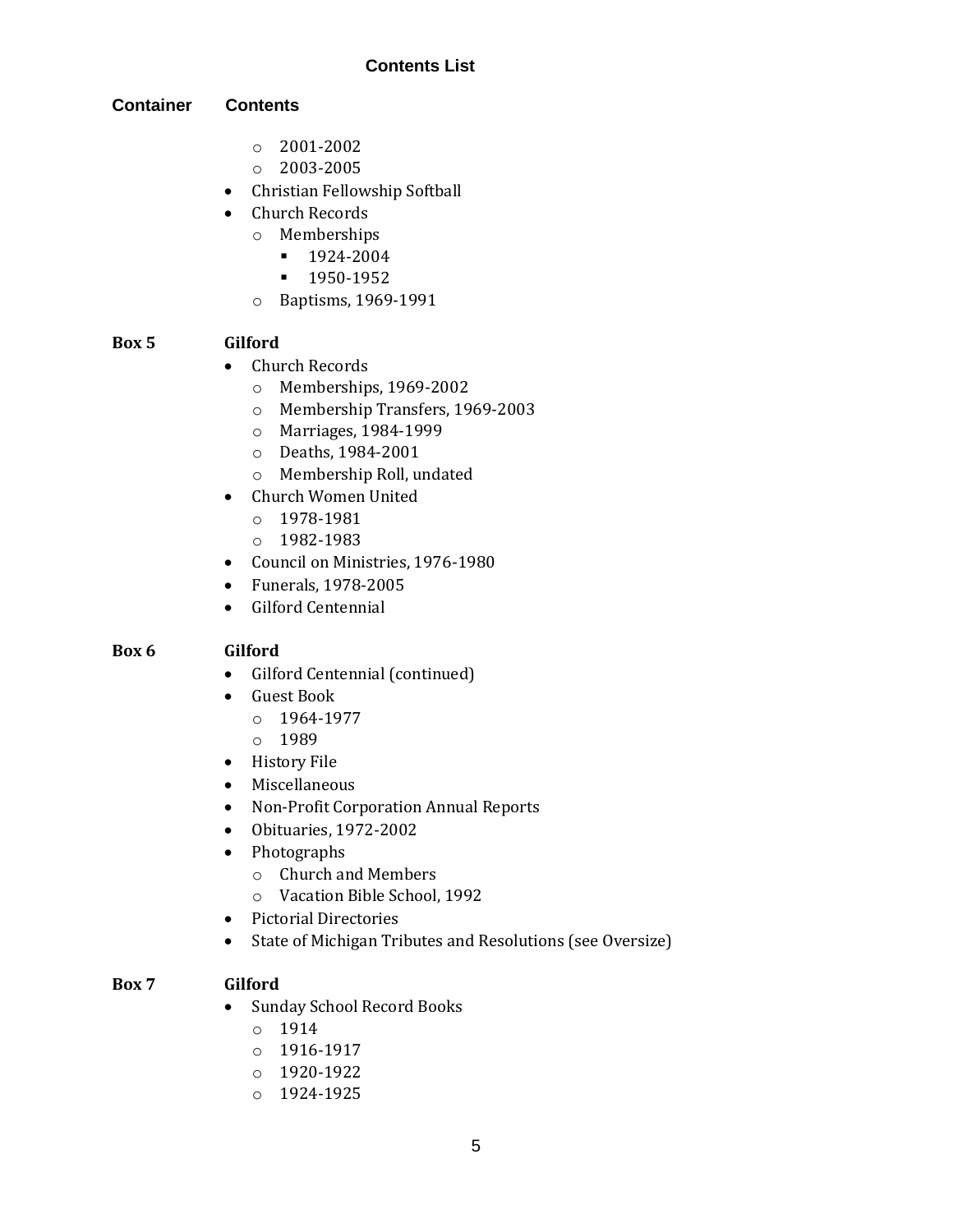**Contents List**

| Container | Contents |
|---|---|

- 2001-2002
- 2003-2005

- Christian Fellowship Softball
- Church Records
  - Memberships
    - 1924-2004
    - 1950-1952
  - Baptisms, 1969-1991

**Box 5** **Gilford**

- Church Records
  - Memberships, 1969-2002
  - Membership Transfers, 1969-2003
  - Marriages, 1984-1999
  - Deaths, 1984-2001
  - Membership Roll, undated
- Church Women United
  - 1978-1981
  - 1982-1983
- Council on Ministries, 1976-1980
- Funerals, 1978-2005
- Gilford Centennial

**Box 6** **Gilford**

- Gilford Centennial (continued)
- Guest Book
  - 1964-1977
  - 1989
- History File
- Miscellaneous
- Non-Profit Corporation Annual Reports
- Obituaries, 1972-2002
- Photographs
  - Church and Members
  - Vacation Bible School, 1992
- Pictorial Directories
- State of Michigan Tributes and Resolutions (see Oversize)

**Box 7** **Gilford**

- Sunday School Record Books
  - 1914
  - 1916-1917
  - 1920-1922
  - 1924-1925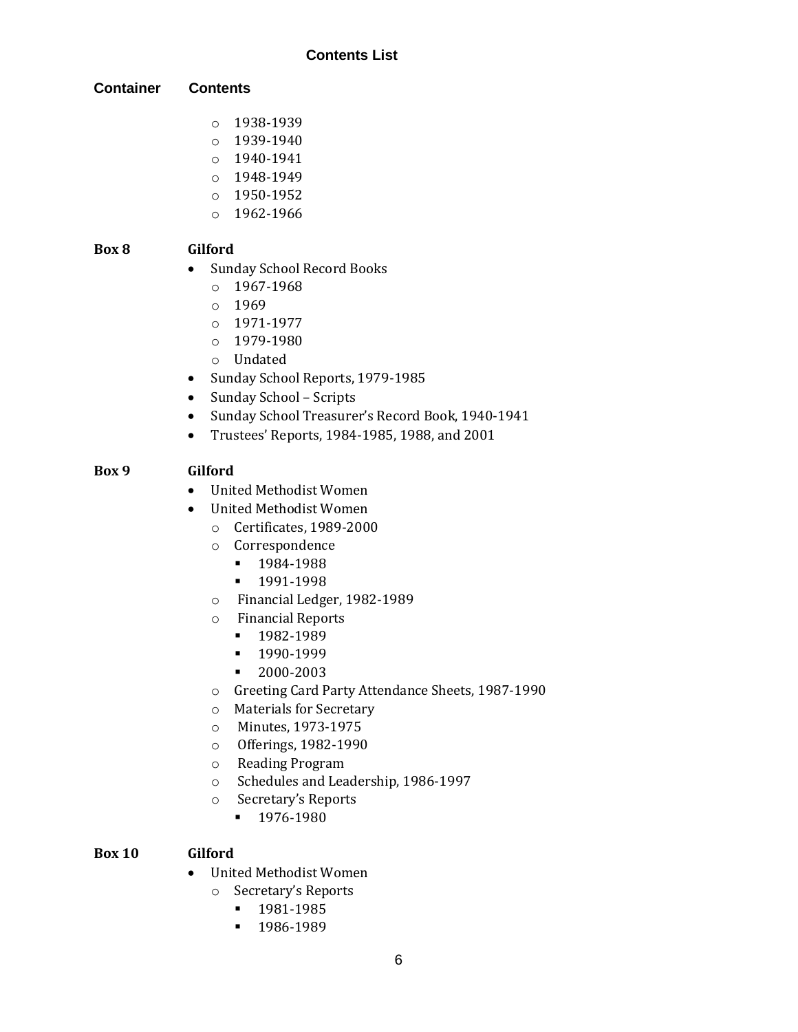## Contents List

| Container | Contents |
|---|---|
| | ◦ 1938-1939<br>◦ 1939-1940<br>◦ 1940-1941<br>◦ 1948-1949<br>◦ 1950-1952<br>◦ 1962-1966 |
| **Box 8** | **Gilford**<br>• Sunday School Record Books<br>◦ 1967-1968<br>◦ 1969<br>◦ 1971-1977<br>◦ 1979-1980<br>◦ Undated<br>• Sunday School Reports, 1979-1985<br>• Sunday School – Scripts<br>• Sunday School Treasurer's Record Book, 1940-1941<br>• Trustees' Reports, 1984-1985, 1988, and 2001 |
| **Box 9** | **Gilford**<br>• United Methodist Women<br>• United Methodist Women<br>◦ Certificates, 1989-2000<br>◦ Correspondence<br>▪ 1984-1988<br>▪ 1991-1998<br>◦ Financial Ledger, 1982-1989<br>◦ Financial Reports<br>▪ 1982-1989<br>▪ 1990-1999<br>▪ 2000-2003<br>◦ Greeting Card Party Attendance Sheets, 1987-1990<br>◦ Materials for Secretary<br>◦ Minutes, 1973-1975<br>◦ Offerings, 1982-1990<br>◦ Reading Program<br>◦ Schedules and Leadership, 1986-1997<br>◦ Secretary's Reports<br>▪ 1976-1980 |
| **Box 10** | **Gilford**<br>• United Methodist Women<br>◦ Secretary's Reports<br>▪ 1981-1985<br>▪ 1986-1989 |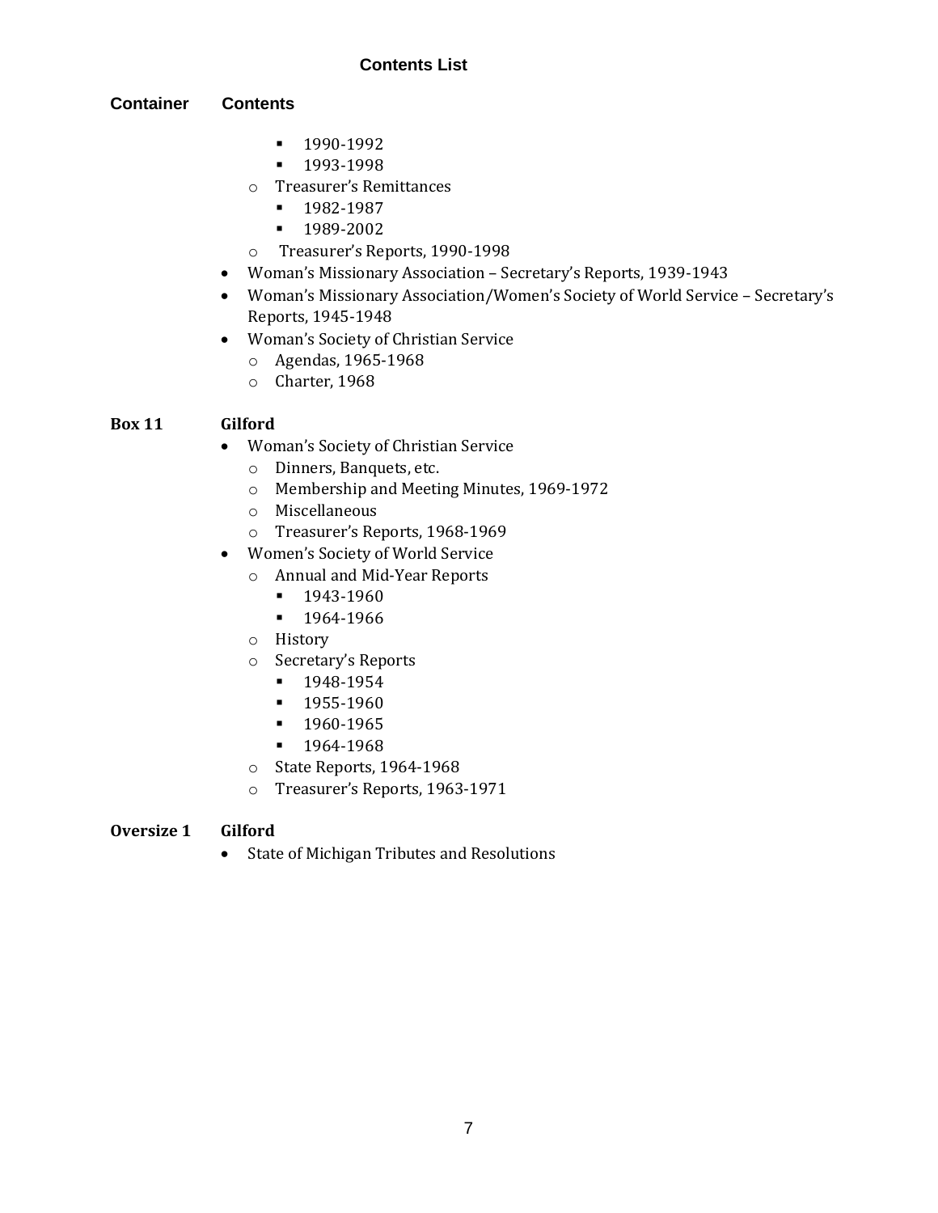## Contents List

**Container** **Contents**

        - 1990-1992
        - 1993-1998
    - Treasurer's Remittances
        - 1982-1987
        - 1989-2002
    - Treasurer's Reports, 1990-1998
- Woman's Missionary Association – Secretary's Reports, 1939-1943
- Woman's Missionary Association/Women's Society of World Service – Secretary's Reports, 1945-1948
- Woman's Society of Christian Service
    - Agendas, 1965-1968
    - Charter, 1968

**Box 11** **Gilford**

- Woman's Society of Christian Service
    - Dinners, Banquets, etc.
    - Membership and Meeting Minutes, 1969-1972
    - Miscellaneous
    - Treasurer's Reports, 1968-1969
- Women's Society of World Service
    - Annual and Mid-Year Reports
        - 1943-1960
        - 1964-1966
    - History
    - Secretary's Reports
        - 1948-1954
        - 1955-1960
        - 1960-1965
        - 1964-1968
    - State Reports, 1964-1968
    - Treasurer's Reports, 1963-1971

**Oversize 1** **Gilford**

- State of Michigan Tributes and Resolutions